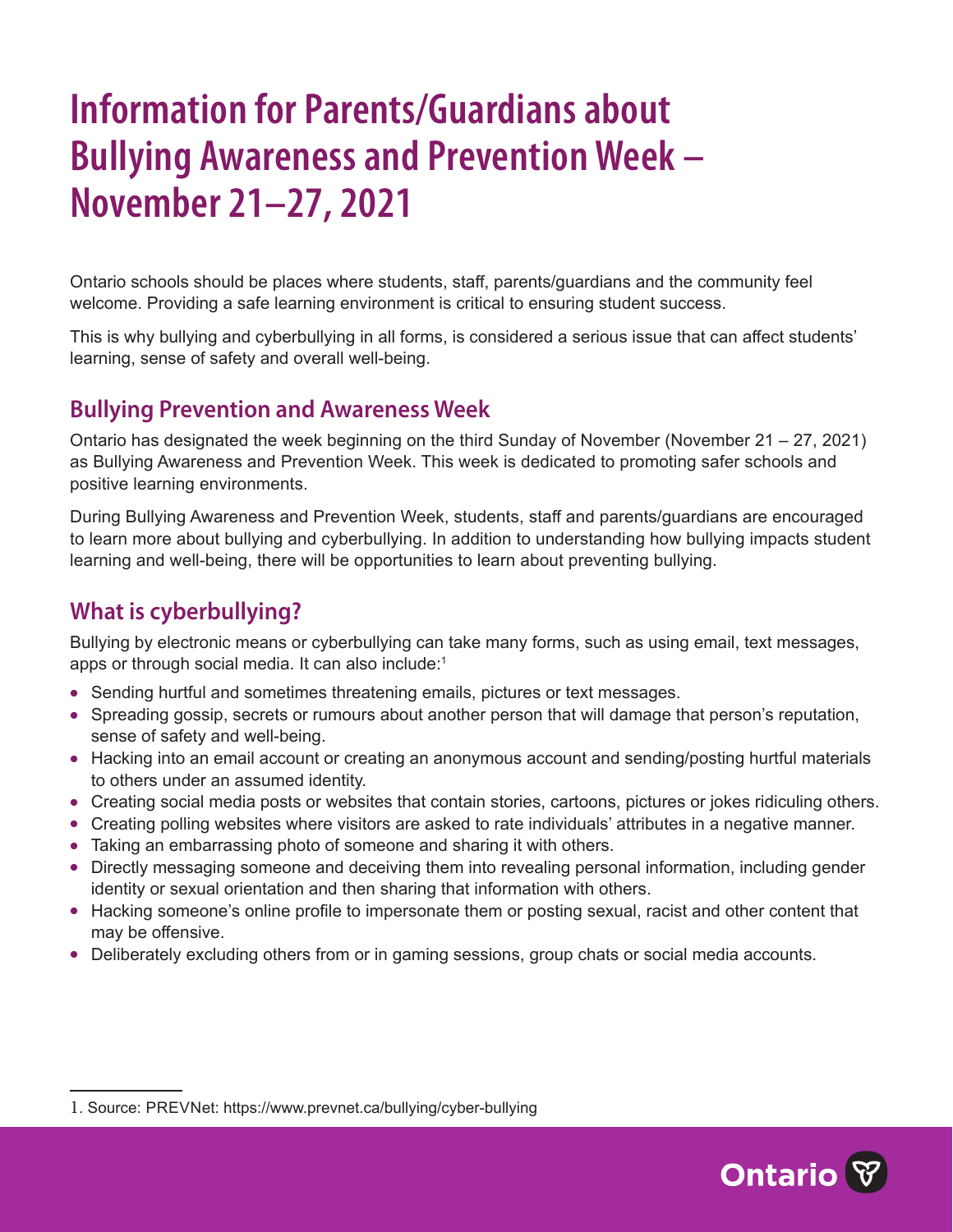# Information for Parents/Guardians about Bullying Awareness and Prevention Week – November 21–27, 2021

Ontario schools should be places where students, staff, parents/guardians and the community feel welcome. Providing a safe learning environment is critical to ensuring student success.

This is why bullying and cyberbullying in all forms, is considered a serious issue that can affect students' learning, sense of safety and overall well-being.

## Bullying Prevention and Awareness Week

Ontario has designated the week beginning on the third Sunday of November (November 21 – 27, 2021) as Bullying Awareness and Prevention Week. This week is dedicated to promoting safer schools and positive learning environments.

During Bullying Awareness and Prevention Week, students, staff and parents/guardians are encouraged to learn more about bullying and cyberbullying. In addition to understanding how bullying impacts student learning and well-being, there will be opportunities to learn about preventing bullying.

## What is cyberbullying?

Bullying by electronic means or cyberbullying can take many forms, such as using email, text messages, apps or through social media. It can also include:[1]

- Sending hurtful and sometimes threatening emails, pictures or text messages.
- Spreading gossip, secrets or rumours about another person that will damage that person's reputation, sense of safety and well-being.
- Hacking into an email account or creating an anonymous account and sending/posting hurtful materials to others under an assumed identity.
- Creating social media posts or websites that contain stories, cartoons, pictures or jokes ridiculing others.
- Creating polling websites where visitors are asked to rate individuals' attributes in a negative manner.
- Taking an embarrassing photo of someone and sharing it with others.
- Directly messaging someone and deceiving them into revealing personal information, including gender identity or sexual orientation and then sharing that information with others.
- Hacking someone's online profile to impersonate them or posting sexual, racist and other content that may be offensive.
- Deliberately excluding others from or in gaming sessions, group chats or social media accounts.

1. Source: PREVNet: https://www.prevnet.ca/bullying/cyber-bullying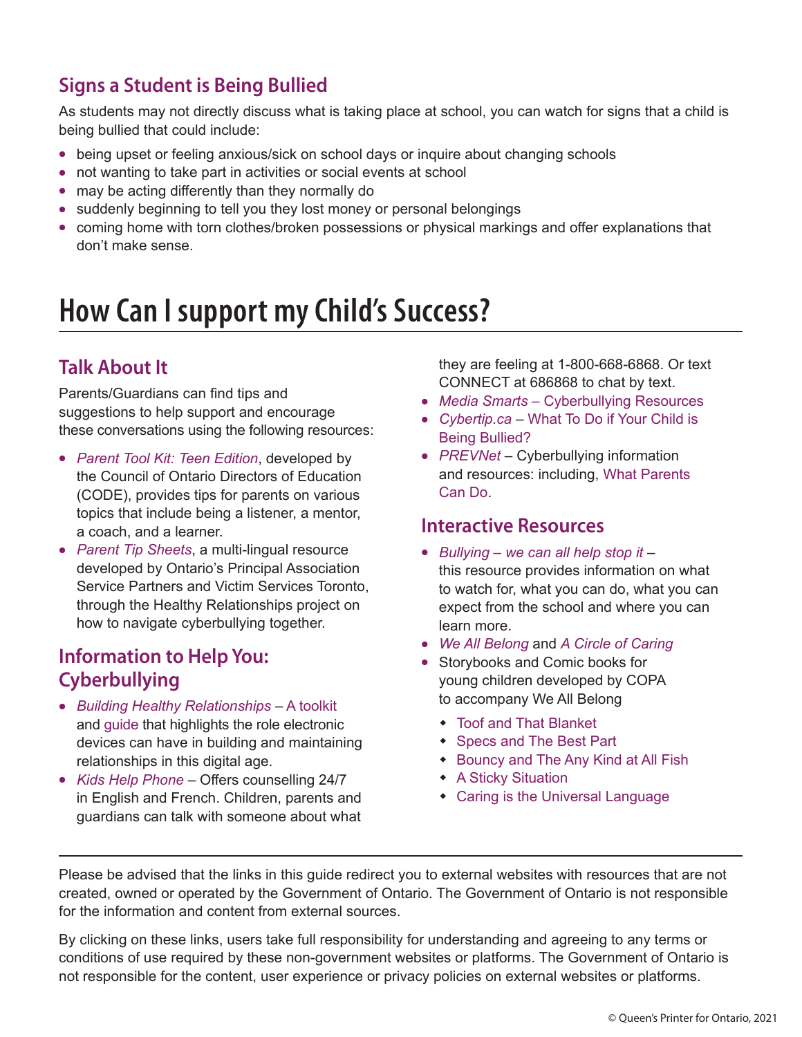## Signs a Student is Being Bullied

As students may not directly discuss what is taking place at school, you can watch for signs that a child is being bullied that could include:

- being upset or feeling anxious/sick on school days or inquire about changing schools
- not wanting to take part in activities or social events at school
- may be acting differently than they normally do
- suddenly beginning to tell you they lost money or personal belongings
- coming home with torn clothes/broken possessions or physical markings and offer explanations that don't make sense.

# How Can I support my Child's Success?

## Talk About It

Parents/Guardians can find tips and suggestions to help support and encourage these conversations using the following resources:

- *Parent Tool Kit: Teen Edition*, developed by the Council of Ontario Directors of Education (CODE), provides tips for parents on various topics that include being a listener, a mentor, a coach, and a learner.
- *Parent Tip Sheets*, a multi-lingual resource developed by Ontario's Principal Association Service Partners and Victim Services Toronto, through the Healthy Relationships project on how to navigate cyberbullying together.

## Information to Help You: Cyberbullying

- *Building Healthy Relationships* – A toolkit and guide that highlights the role electronic devices can have in building and maintaining relationships in this digital age.
- *Kids Help Phone* – Offers counselling 24/7 in English and French. Children, parents and guardians can talk with someone about what they are feeling at 1-800-668-6868. Or text CONNECT at 686868 to chat by text.
- *Media Smarts* – Cyberbullying Resources
- *Cybertip.ca* – What To Do if Your Child is Being Bullied?
- *PREVNet* – Cyberbullying information and resources: including, What Parents Can Do.

## Interactive Resources

- *Bullying – we can all help stop it* – this resource provides information on what to watch for, what you can do, what you can expect from the school and where you can learn more.
- *We All Belong* and *A Circle of Caring*
- Storybooks and Comic books for young children developed by COPA to accompany We All Belong
  - Toof and That Blanket
  - Specs and The Best Part
  - Bouncy and The Any Kind at All Fish
  - A Sticky Situation
  - Caring is the Universal Language

---

Please be advised that the links in this guide redirect you to external websites with resources that are not created, owned or operated by the Government of Ontario. The Government of Ontario is not responsible for the information and content from external sources.

By clicking on these links, users take full responsibility for understanding and agreeing to any terms or conditions of use required by these non-government websites or platforms. The Government of Ontario is not responsible for the content, user experience or privacy policies on external websites or platforms.

© Queen's Printer for Ontario, 2021